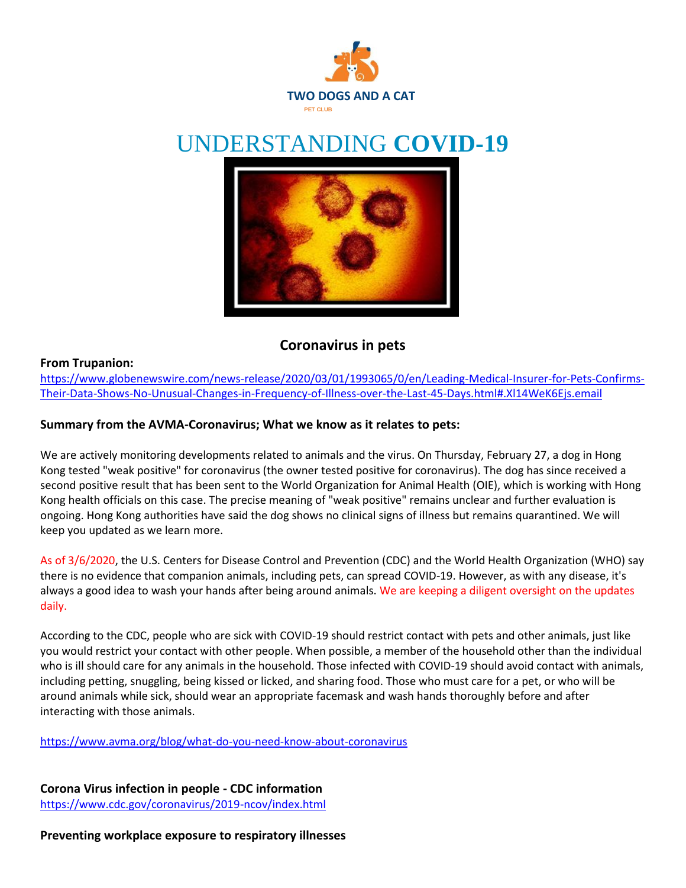**TWO DOGS AND A CAT**

PET CLUB

# UNDERSTANDING **COVID-19**

## Coronavirus in pets

**From Trupanion:**
https://www.globenewswire.com/news-release/2020/03/01/1993065/0/en/Leading-Medical-Insurer-for-Pets-Confirms-Their-Data-Shows-No-Unusual-Changes-in-Frequency-of-Illness-over-the-Last-45-Days.html#.Xl14WeK6Ejs.email

**Summary from the AVMA-Coronavirus; What we know as it relates to pets:**

We are actively monitoring developments related to animals and the virus. On Thursday, February 27, a dog in Hong Kong tested "weak positive" for coronavirus (the owner tested positive for coronavirus). The dog has since received a second positive result that has been sent to the World Organization for Animal Health (OIE), which is working with Hong Kong health officials on this case. The precise meaning of "weak positive" remains unclear and further evaluation is ongoing. Hong Kong authorities have said the dog shows no clinical signs of illness but remains quarantined. We will keep you updated as we learn more.

As of 3/6/2020, the U.S. Centers for Disease Control and Prevention (CDC) and the World Health Organization (WHO) say there is no evidence that companion animals, including pets, can spread COVID-19. However, as with any disease, it's always a good idea to wash your hands after being around animals. We are keeping a diligent oversight on the updates daily.

According to the CDC, people who are sick with COVID-19 should restrict contact with pets and other animals, just like you would restrict your contact with other people. When possible, a member of the household other than the individual who is ill should care for any animals in the household. Those infected with COVID-19 should avoid contact with animals, including petting, snuggling, being kissed or licked, and sharing food. Those who must care for a pet, or who will be around animals while sick, should wear an appropriate facemask and wash hands thoroughly before and after interacting with those animals.

https://www.avma.org/blog/what-do-you-need-know-about-coronavirus

**Corona Virus infection in people - CDC information**
https://www.cdc.gov/coronavirus/2019-ncov/index.html

**Preventing workplace exposure to respiratory illnesses**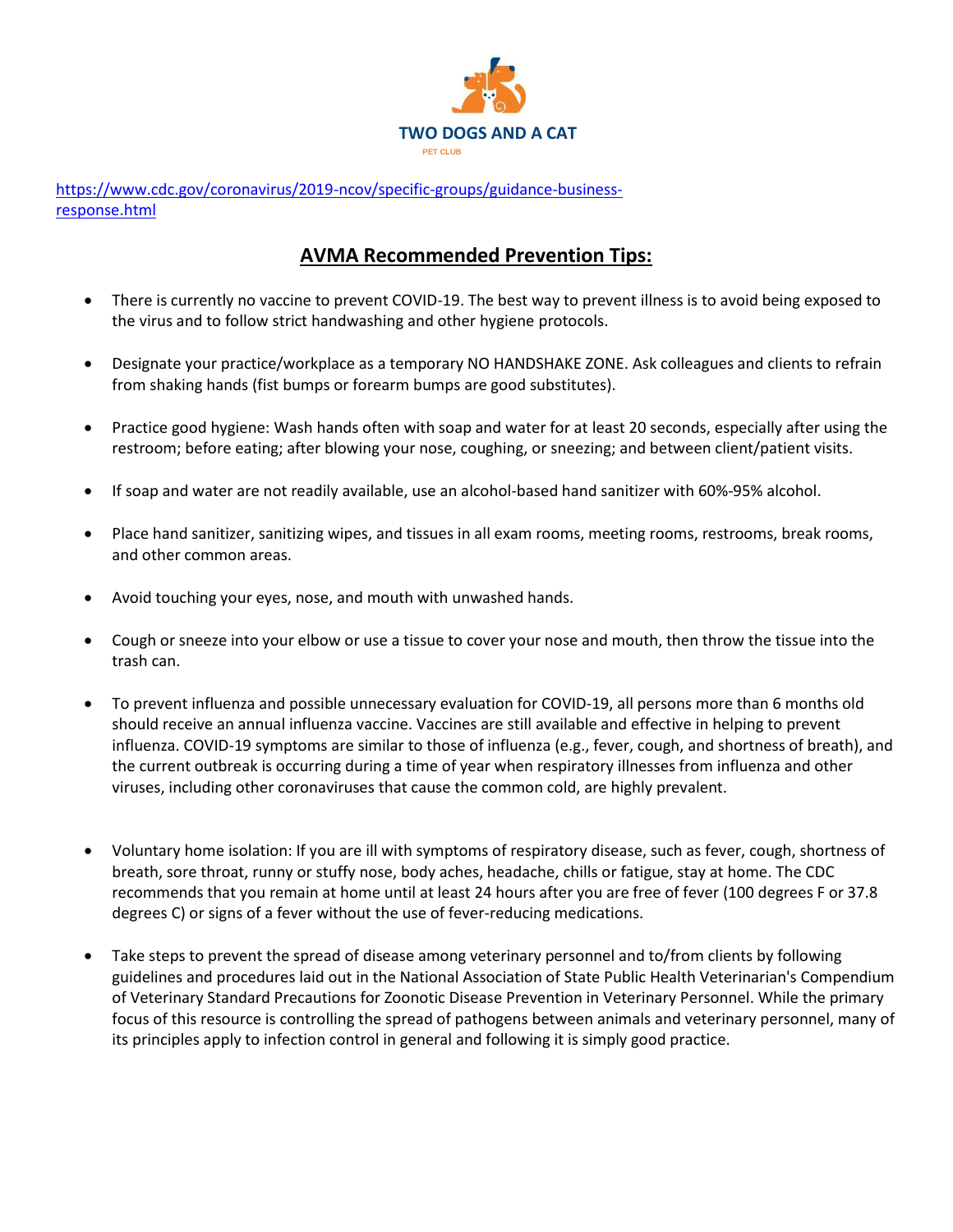TWO DOGS AND A CAT

PET CLUB

[https://www.cdc.gov/coronavirus/2019-ncov/specific-groups/guidance-business-response.html](https://www.cdc.gov/coronavirus/2019-ncov/specific-groups/guidance-business-response.html)

## AVMA Recommended Prevention Tips:

- There is currently no vaccine to prevent COVID-19. The best way to prevent illness is to avoid being exposed to the virus and to follow strict handwashing and other hygiene protocols.
- Designate your practice/workplace as a temporary NO HANDSHAKE ZONE. Ask colleagues and clients to refrain from shaking hands (fist bumps or forearm bumps are good substitutes).
- Practice good hygiene: Wash hands often with soap and water for at least 20 seconds, especially after using the restroom; before eating; after blowing your nose, coughing, or sneezing; and between client/patient visits.
- If soap and water are not readily available, use an alcohol-based hand sanitizer with 60%-95% alcohol.
- Place hand sanitizer, sanitizing wipes, and tissues in all exam rooms, meeting rooms, restrooms, break rooms, and other common areas.
- Avoid touching your eyes, nose, and mouth with unwashed hands.
- Cough or sneeze into your elbow or use a tissue to cover your nose and mouth, then throw the tissue into the trash can.
- To prevent influenza and possible unnecessary evaluation for COVID-19, all persons more than 6 months old should receive an annual influenza vaccine. Vaccines are still available and effective in helping to prevent influenza. COVID-19 symptoms are similar to those of influenza (e.g., fever, cough, and shortness of breath), and the current outbreak is occurring during a time of year when respiratory illnesses from influenza and other viruses, including other coronaviruses that cause the common cold, are highly prevalent.
- Voluntary home isolation: If you are ill with symptoms of respiratory disease, such as fever, cough, shortness of breath, sore throat, runny or stuffy nose, body aches, headache, chills or fatigue, stay at home. The CDC recommends that you remain at home until at least 24 hours after you are free of fever (100 degrees F or 37.8 degrees C) or signs of a fever without the use of fever-reducing medications.
- Take steps to prevent the spread of disease among veterinary personnel and to/from clients by following guidelines and procedures laid out in the National Association of State Public Health Veterinarian's Compendium of Veterinary Standard Precautions for Zoonotic Disease Prevention in Veterinary Personnel. While the primary focus of this resource is controlling the spread of pathogens between animals and veterinary personnel, many of its principles apply to infection control in general and following it is simply good practice.